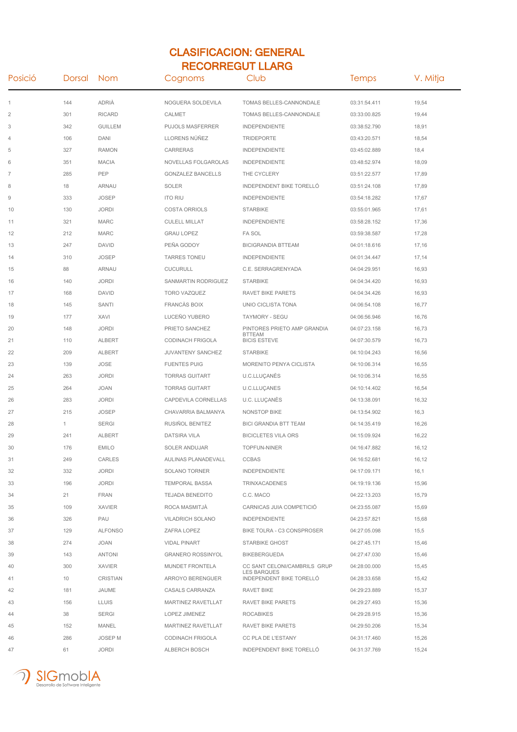# CLASIFICACION: GENERAL
## RECORREGUT LLARG

| Posició | Dorsal | Nom | Cognoms | Club | Temps | V. Mitja |
|---|---|---|---|---|---|---|
| 1 | 144 | ADRIÀ | NOGUERA SOLDEVILA | TOMAS BELLES-CANNONDALE | 03:31:54.411 | 19,54 |
| 2 | 301 | RICARD | CALMET | TOMAS BELLES-CANNONDALE | 03:33:00.825 | 19,44 |
| 3 | 342 | GUILLEM | PUJOLS MASFERRER | INDEPENDIENTE | 03:38:52.790 | 18,91 |
| 4 | 106 | DANI | LLORENS NÚÑEZ | TRIDEPORTE | 03:43:20.571 | 18,54 |
| 5 | 327 | RAMON | CARRERAS | INDEPENDIENTE | 03:45:02.889 | 18,4 |
| 6 | 351 | MACIA | NOVELLAS FOLGAROLAS | INDEPENDIENTE | 03:48:52.974 | 18,09 |
| 7 | 285 | PEP | GONZALEZ BANCELLS | THE CYCLERY | 03:51:22.577 | 17,89 |
| 8 | 18 | ARNAU | SOLER | INDEPENDENT BIKE TORELLÓ | 03:51:24.108 | 17,89 |
| 9 | 333 | JOSEP | ITO RIU | INDEPENDIENTE | 03:54:18.282 | 17,67 |
| 10 | 130 | JORDI | COSTA ORRIOLS | STARBIKE | 03:55:01.965 | 17,61 |
| 11 | 321 | MARC | CULELL MILLAT | INDEPENDIENTE | 03:58:28.152 | 17,36 |
| 12 | 212 | MARC | GRAU LOPEZ | FA SOL | 03:59:38.587 | 17,28 |
| 13 | 247 | DAVID | PEÑA GODOY | BICIGRANDIA BTTEAM | 04:01:18.616 | 17,16 |
| 14 | 310 | JOSEP | TARRES TONEU | INDEPENDIENTE | 04:01:34.447 | 17,14 |
| 15 | 88 | ARNAU | CUCURULL | C.E. SERRAGRENYADA | 04:04:29.951 | 16,93 |
| 16 | 140 | JORDI | SANMARTIN RODRIGUEZ | STARBIKE | 04:04:34.420 | 16,93 |
| 17 | 168 | DAVID | TORO VAZQUEZ | RAVET BIKE PARETS | 04:04:34.426 | 16,93 |
| 18 | 145 | SANTI | FRANCÀS BOIX | UNIO CICLISTA TONA | 04:06:54.108 | 16,77 |
| 19 | 177 | XAVI | LUCEÑO YUBERO | TAYMORY - SEGU | 04:06:56.946 | 16,76 |
| 20 | 148 | JORDI | PRIETO SANCHEZ | PINTORES PRIETO AMP GRANDIA BTTEAM | 04:07:23.158 | 16,73 |
| 21 | 110 | ALBERT | CODINACH FRIGOLA | BICIS ESTEVE | 04:07:30.579 | 16,73 |
| 22 | 209 | ALBERT | JUVANTENY SANCHEZ | STARBIKE | 04:10:04.243 | 16,56 |
| 23 | 139 | JOSE | FUENTES PUIG | MORENITO PENYA CICLISTA | 04:10:06.314 | 16,55 |
| 24 | 263 | JORDI | TORRAS GUITART | U.C.LLUÇANÈS | 04:10:06.314 | 16,55 |
| 25 | 264 | JOAN | TORRAS GUITART | U.C.LLUÇANES | 04:10:14.402 | 16,54 |
| 26 | 283 | JORDI | CAPDEVILA CORNELLAS | U.C. LLUÇANÈS | 04:13:38.091 | 16,32 |
| 27 | 215 | JOSEP | CHAVARRIA BALMANYA | NONSTOP BIKE | 04:13:54.902 | 16,3 |
| 28 | 1 | SERGI | RUSIÑOL BENITEZ | BICI GRANDIA BTT TEAM | 04:14:35.419 | 16,26 |
| 29 | 241 | ALBERT | DATSIRA VILA | BICICLETES VILA ORS | 04:15:09.924 | 16,22 |
| 30 | 176 | EMILO | SOLER ANDUJAR | TOPFUN-NINER | 04:16:47.882 | 16,12 |
| 31 | 249 | CARLES | AULINAS PLANADEVALL | CCBAS | 04:16:52.681 | 16,12 |
| 32 | 332 | JORDI | SOLANO TORNER | INDEPENDIENTE | 04:17:09.171 | 16,1 |
| 33 | 196 | JORDI | TEMPORAL BASSA | TRINXACADENES | 04:19:19.136 | 15,96 |
| 34 | 21 | FRAN | TEJADA BENEDITO | C.C. MACO | 04:22:13.203 | 15,79 |
| 35 | 109 | XAVIER | ROCA MASMITJÀ | CARNICAS JUIA COMPETICIÓ | 04:23:55.087 | 15,69 |
| 36 | 326 | PAU | VILADRICH SOLANO | INDEPENDIENTE | 04:23:57.821 | 15,68 |
| 37 | 129 | ALFONSO | ZAFRA LOPEZ | BIKE TOLRA - C3 CONSPROSER | 04:27:05.098 | 15,5 |
| 38 | 274 | JOAN | VIDAL PINART | STARBIKE GHOST | 04:27:45.171 | 15,46 |
| 39 | 143 | ANTONI | GRANERO ROSSINYOL | BIKEBERGUEDA | 04:27:47.030 | 15,46 |
| 40 | 300 | XAVIER | MUNDET FRONTELA | CC SANT CELONI/CAMBRILS GRUP LES BARQUES | 04:28:00.000 | 15,45 |
| 41 | 10 | CRISTIAN | ARROYO BERENGUER | INDEPENDENT BIKE TORELLÓ | 04:28:33.658 | 15,42 |
| 42 | 181 | JAUME | CASALS CARRANZA | RAVET BIKE | 04:29:23.889 | 15,37 |
| 43 | 156 | LLUIS | MARTINEZ RAVETLLAT | RAVET BIKE PARETS | 04:29:27.493 | 15,36 |
| 44 | 38 | SERGI | LOPEZ JIMENEZ | ROCABIKES | 04:29:28.915 | 15,36 |
| 45 | 152 | MANEL | MARTINEZ RAVETLLAT | RAVET BIKE PARETS | 04:29:50.206 | 15,34 |
| 46 | 286 | JOSEP M | CODINACH FRIGOLA | CC PLA DE L'ESTANY | 04:31:17.460 | 15,26 |
| 47 | 61 | JORDI | ALBERCH BOSCH | INDEPENDENT BIKE TORELLÓ | 04:31:37.769 | 15,24 |

SIGmobIA
Desarrollo de Software Inteligente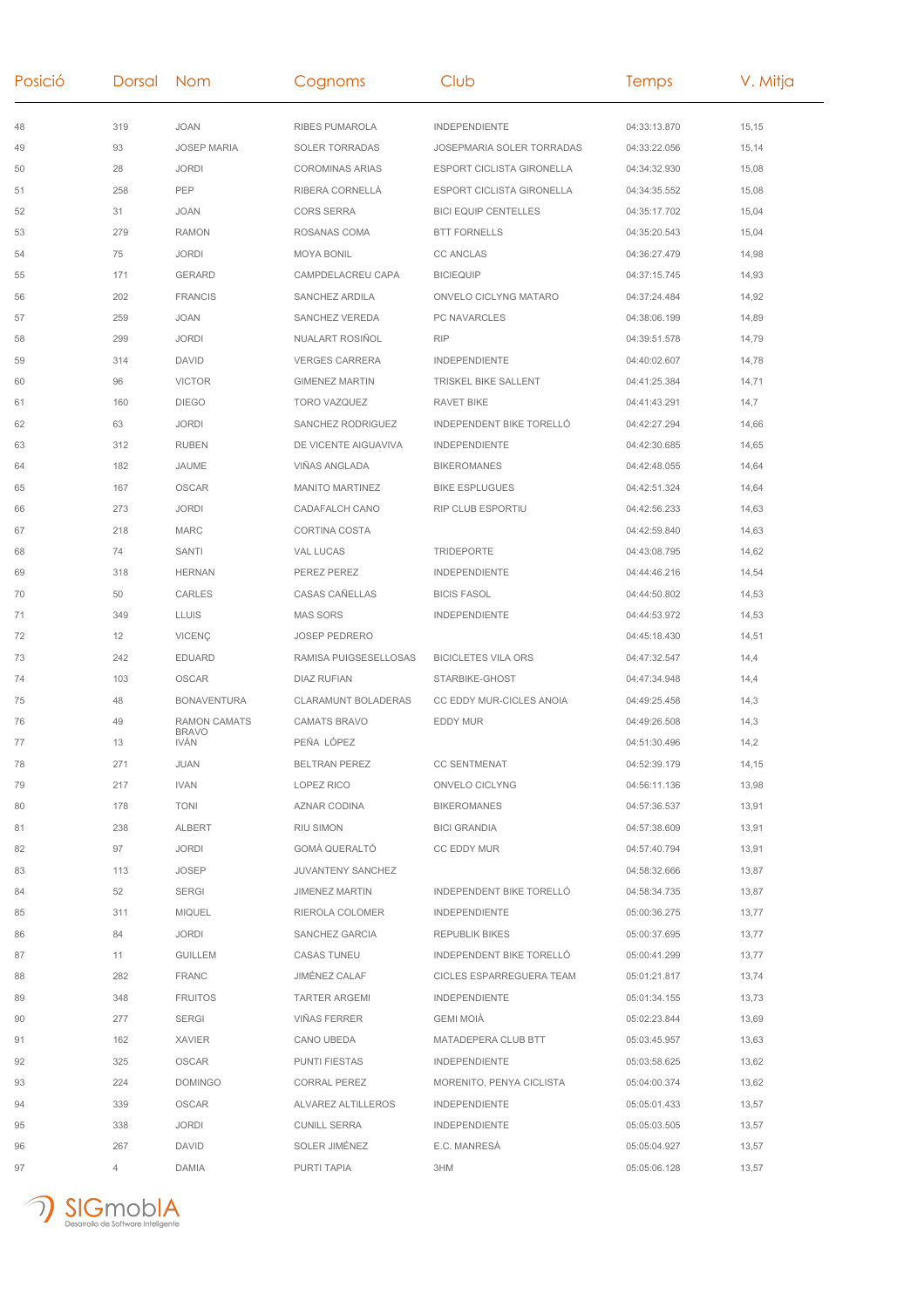| Posició | Dorsal | Nom | Cognoms | Club | Temps | V. Mitja |
|---|---|---|---|---|---|---|
| 48 | 319 | JOAN | RIBES PUMAROLA | INDEPENDIENTE | 04:33:13.870 | 15,15 |
| 49 | 93 | JOSEP MARIA | SOLER TORRADAS | JOSEPMARIA SOLER TORRADAS | 04:33:22.056 | 15,14 |
| 50 | 28 | JORDI | COROMINAS ARIAS | ESPORT CICLISTA GIRONELLA | 04:34:32.930 | 15,08 |
| 51 | 258 | PEP | RIBERA CORNELLÀ | ESPORT CICLISTA GIRONELLA | 04:34:35.552 | 15,08 |
| 52 | 31 | JOAN | CORS SERRA | BICI EQUIP CENTELLES | 04:35:17.702 | 15,04 |
| 53 | 279 | RAMON | ROSANAS COMA | BTT FORNELLS | 04:35:20.543 | 15,04 |
| 54 | 75 | JORDI | MOYA BONIL | CC ANCLAS | 04:36:27.479 | 14,98 |
| 55 | 171 | GERARD | CAMPDELACREU CAPA | BICIEQUIP | 04:37:15.745 | 14,93 |
| 56 | 202 | FRANCIS | SANCHEZ ARDILA | ONVELO CICLYNG MATARO | 04:37:24.484 | 14,92 |
| 57 | 259 | JOAN | SANCHEZ VEREDA | PC NAVARCLES | 04:38:06.199 | 14,89 |
| 58 | 299 | JORDI | NUALART ROSIÑOL | RIP | 04:39:51.578 | 14,79 |
| 59 | 314 | DAVID | VERGES CARRERA | INDEPENDIENTE | 04:40:02.607 | 14,78 |
| 60 | 96 | VICTOR | GIMENEZ MARTIN | TRISKEL BIKE SALLENT | 04:41:25.384 | 14,71 |
| 61 | 160 | DIEGO | TORO VAZQUEZ | RAVET BIKE | 04:41:43.291 | 14,7 |
| 62 | 63 | JORDI | SANCHEZ RODRIGUEZ | INDEPENDENT BIKE TORELLÓ | 04:42:27.294 | 14,66 |
| 63 | 312 | RUBEN | DE VICENTE AIGUAVIVA | INDEPENDIENTE | 04:42:30.685 | 14,65 |
| 64 | 182 | JAUME | VIÑAS ANGLADA | BIKEROMANES | 04:42:48.055 | 14,64 |
| 65 | 167 | OSCAR | MANITO MARTINEZ | BIKE ESPLUGUES | 04:42:51.324 | 14,64 |
| 66 | 273 | JORDI | CADAFALCH CANO | RIP CLUB ESPORTIU | 04:42:56.233 | 14,63 |
| 67 | 218 | MARC | CORTINA COSTA | | 04:42:59.840 | 14,63 |
| 68 | 74 | SANTI | VAL LUCAS | TRIDEPORTE | 04:43:08.795 | 14,62 |
| 69 | 318 | HERNAN | PEREZ PEREZ | INDEPENDIENTE | 04:44:46.216 | 14,54 |
| 70 | 50 | CARLES | CASAS CAÑELLAS | BICIS FASOL | 04:44:50.802 | 14,53 |
| 71 | 349 | LLUIS | MAS SORS | INDEPENDIENTE | 04:44:53.972 | 14,53 |
| 72 | 12 | VICENÇ | JOSEP PEDRERO | | 04:45:18.430 | 14,51 |
| 73 | 242 | EDUARD | RAMISA PUIGSESELLOSAS | BICICLETES VILA ORS | 04:47:32.547 | 14,4 |
| 74 | 103 | OSCAR | DIAZ RUFIAN | STARBIKE-GHOST | 04:47:34.948 | 14,4 |
| 75 | 48 | BONAVENTURA | CLARAMUNT BOLADERAS | CC EDDY MUR-CICLES ANOIA | 04:49:25.458 | 14,3 |
| 76 | 49 | RAMON CAMATS BRAVO | CAMATS BRAVO | EDDY MUR | 04:49:26.508 | 14,3 |
| 77 | 13 | IVÁN | PEÑA LÓPEZ | | 04:51:30.496 | 14,2 |
| 78 | 271 | JUAN | BELTRAN PEREZ | CC SENTMENAT | 04:52:39.179 | 14,15 |
| 79 | 217 | IVAN | LOPEZ RICO | ONVELO CICLYNG | 04:56:11.136 | 13,98 |
| 80 | 178 | TONI | AZNAR CODINA | BIKEROMANES | 04:57:36.537 | 13,91 |
| 81 | 238 | ALBERT | RIU SIMON | BICI GRANDIA | 04:57:38.609 | 13,91 |
| 82 | 97 | JORDI | GOMÀ QUERALTÓ | CC EDDY MUR | 04:57:40.794 | 13,91 |
| 83 | 113 | JOSEP | JUVANTENY SANCHEZ | | 04:58:32.666 | 13,87 |
| 84 | 52 | SERGI | JIMENEZ MARTIN | INDEPENDENT BIKE TORELLÓ | 04:58:34.735 | 13,87 |
| 85 | 311 | MIQUEL | RIEROLA COLOMER | INDEPENDIENTE | 05:00:36.275 | 13,77 |
| 86 | 84 | JORDI | SANCHEZ GARCIA | REPUBLIK BIKES | 05:00:37.695 | 13,77 |
| 87 | 11 | GUILLEM | CASAS TUNEU | INDEPENDENT BIKE TORELLÓ | 05:00:41.299 | 13,77 |
| 88 | 282 | FRANC | JIMÉNEZ CALAF | CICLES ESPARREGUERA TEAM | 05:01:21.817 | 13,74 |
| 89 | 348 | FRUITOS | TARTER ARGEMI | INDEPENDIENTE | 05:01:34.155 | 13,73 |
| 90 | 277 | SERGI | VIÑAS FERRER | GEMI MOIÀ | 05:02:23.844 | 13,69 |
| 91 | 162 | XAVIER | CANO UBEDA | MATADEPERA CLUB BTT | 05:03:45.957 | 13,63 |
| 92 | 325 | OSCAR | PUNTI FIESTAS | INDEPENDIENTE | 05:03:58.625 | 13,62 |
| 93 | 224 | DOMINGO | CORRAL PEREZ | MORENITO, PENYA CICLISTA | 05:04:00.374 | 13,62 |
| 94 | 339 | OSCAR | ALVAREZ ALTILLEROS | INDEPENDIENTE | 05:05:01.433 | 13,57 |
| 95 | 338 | JORDI | CUNILL SERRA | INDEPENDIENTE | 05:05:03.505 | 13,57 |
| 96 | 267 | DAVID | SOLER JIMÉNEZ | E.C. MANRESÀ | 05:05:04.927 | 13,57 |
| 97 | 4 | DAMIA | PURTI TAPIA | 3HM | 05:05:06.128 | 13,57 |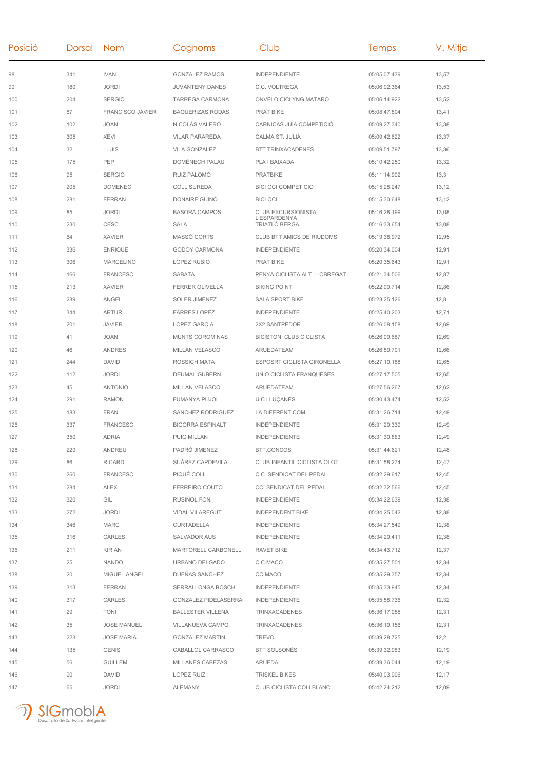| Posició | Dorsal | Nom | Cognoms | Club | Temps | V. Mitja |
|---|---|---|---|---|---|---|
| 98 | 341 | IVAN | GONZALEZ RAMOS | INDEPENDIENTE | 05:05:07.439 | 13,57 |
| 99 | 180 | JORDI | JUVANTENY DANES | C.C. VOLTREGA | 05:06:02.364 | 13,53 |
| 100 | 204 | SERGIO | TARREGA CARMONA | ONVELO CICLYNG MATARO | 05:06:14.922 | 13,52 |
| 101 | 87 | FRANCISCO JAVIER | BAQUERIZAS RODAS | PRAT BIKE | 05:08:47.804 | 13,41 |
| 102 | 102 | JOAN | NICOLÀS VALERO | CARNICAS JUIA COMPETICIÓ | 05:09:27.340 | 13,38 |
| 103 | 305 | XEVI | VILAR PARAREDA | CALMA ST. JULIÀ | 05:09:42.622 | 13,37 |
| 104 | 32 | LLUIS | VILA GONZALEZ | BTT TRINXACADENES | 05:09:51.797 | 13,36 |
| 105 | 175 | PEP | DOMÈNECH PALAU | PLA I BAIXADA | 05:10:42.250 | 13,32 |
| 106 | 95 | SERGIO | RUIZ PALOMO | PRATBIKE | 05:11:14.902 | 13,3 |
| 107 | 205 | DOMENEC | COLL SUREDA | BICI OCI COMPETICIO | 05:15:28.247 | 13,12 |
| 108 | 281 | FERRAN | DONAIRE GUINÓ | BICI OCI | 05:15:30.648 | 13,12 |
| 109 | 85 | JORDI | BASORA CAMPOS | CLUB EXCURSIONISTA L'ESPARDENYA | 05:16:28.199 | 13,08 |
| 110 | 230 | CESC | SALA | TRIATLÓ BERGA | 05:16:33.654 | 13,08 |
| 111 | 64 | XAVIER | MASSÓ CORTS | CLUB BTT AMICS DE RIUDOMS | 05:19:38.972 | 12,95 |
| 112 | 336 | ENRIQUE | GODOY CARMONA | INDEPENDIENTE | 05:20:34.004 | 12,91 |
| 113 | 306 | MARCELINO | LOPEZ RUBIO | PRAT BIKE | 05:20:35.643 | 12,91 |
| 114 | 166 | FRANCESC | SABATA | PENYA CICLISTA ALT LLOBREGAT | 05:21:34.506 | 12,87 |
| 115 | 213 | XAVIER | FERRER OLIVELLA | BIKING POINT | 05:22:00.714 | 12,86 |
| 116 | 239 | ÀNGEL | SOLER JIMÉNEZ | SALA SPORT BIKE | 05:23:25.126 | 12,8 |
| 117 | 344 | ARTUR | FARRES LOPEZ | INDEPENDIENTE | 05:25:40.203 | 12,71 |
| 118 | 201 | JAVIER | LOPEZ GARCIA | 2X2 SANTPEDOR | 05:26:08.158 | 12,69 |
| 119 | 41 | JOAN | MUNTS COROMINAS | BICISTONI CLUB CICLISTA | 05:26:09.687 | 12,69 |
| 120 | 46 | ANDRES | MILLAN VELASCO | ARUEDATEAM | 05:26:59.701 | 12,66 |
| 121 | 244 | DAVID | ROSSICH MATA | ESPOSRT CICLISTA GIRONELLA | 05:27:10.188 | 12,65 |
| 122 | 112 | JORDI | DEUMAL GUBERN | UNIO CICLISTA FRANQUESES | 05:27:17.505 | 12,65 |
| 123 | 45 | ANTONIO | MILLAN VELASCO | ARUEDATEAM | 05:27:56.267 | 12,62 |
| 124 | 291 | RAMON | FUMANYA PUJOL | U.C LLUÇANES | 05:30:43.474 | 12,52 |
| 125 | 183 | FRAN | SANCHEZ RODRIGUEZ | LA DIFERENT.COM | 05:31:26.714 | 12,49 |
| 126 | 337 | FRANCESC | BIGORRA ESPINALT | INDEPENDIENTE | 05:31:29.339 | 12,49 |
| 127 | 350 | ADRIA | PUIG MILLAN | INDEPENDIENTE | 05:31:30.863 | 12,49 |
| 128 | 220 | ANDREU | PADRÓ JIMENEZ | BTT.CONCOS | 05:31:44.621 | 12,48 |
| 129 | 86 | RICARD | SUÁREZ CAPDEVILA | CLUB INFANTIL CICLISTA OLOT | 05:31:58.274 | 12,47 |
| 130 | 260 | FRANCESC | PIQUÉ COLL | C.C. SENDICAT DEL PEDAL | 05:32:29.617 | 12,45 |
| 131 | 284 | ALEX | FERREIRO COUTO | CC. SENDICAT DEL PEDAL | 05:32:32.566 | 12,45 |
| 132 | 320 | GIL | RUSIÑOL FON | INDEPENDIENTE | 05:34:22.639 | 12,38 |
| 133 | 272 | JORDI | VIDAL VILAREGUT | INDEPENDENT BIKE | 05:34:25.042 | 12,38 |
| 134 | 346 | MARC | CURTADELLA | INDEPENDIENTE | 05:34:27.549 | 12,38 |
| 135 | 316 | CARLES | SALVADOR AUS | INDEPENDIENTE | 05:34:29.411 | 12,38 |
| 136 | 211 | KIRIAN | MARTORELL CARBONELL | RAVET BIKE | 05:34:43.712 | 12,37 |
| 137 | 25 | NANDO | URBANO DELGADO | C.C.MACO | 05:35:27.501 | 12,34 |
| 138 | 20 | MIGUEL ANGEL | DUEÑAS SANCHEZ | CC MACO | 05:35:29.357 | 12,34 |
| 139 | 313 | FERRAN | SERRALLONGA BOSCH | INDEPENDIENTE | 05:35:33.945 | 12,34 |
| 140 | 317 | CARLES | GONZALEZ PIDELASERRA | INDEPENDIENTE | 05:35:58.736 | 12,32 |
| 141 | 29 | TONI | BALLESTER VILLENA | TRINXACADENES | 05:36:17.955 | 12,31 |
| 142 | 35 | JOSE MANUEL | VILLANUEVA CAMPO | TRINXACADENES | 05:36:19.156 | 12,31 |
| 143 | 223 | JOSE MARIA | GONZALEZ MARTIN | TREVOL | 05:39:28.725 | 12,2 |
| 144 | 135 | GENIS | CABALLOL CARRASCO | BTT SOLSONÈS | 05:39:32.983 | 12,19 |
| 145 | 56 | GUILLEM | MILLANES CABEZAS | ARUEDA | 05:39:36.044 | 12,19 |
| 146 | 90 | DAVID | LOPEZ RUIZ | TRISKEL BIKES | 05:40:03.996 | 12,17 |
| 147 | 65 | JORDI | ALEMANY | CLUB CICLISTA COLLBLANC | 05:42:24.212 | 12,09 |

SIGmobIA
Desarrollo de Software Inteligente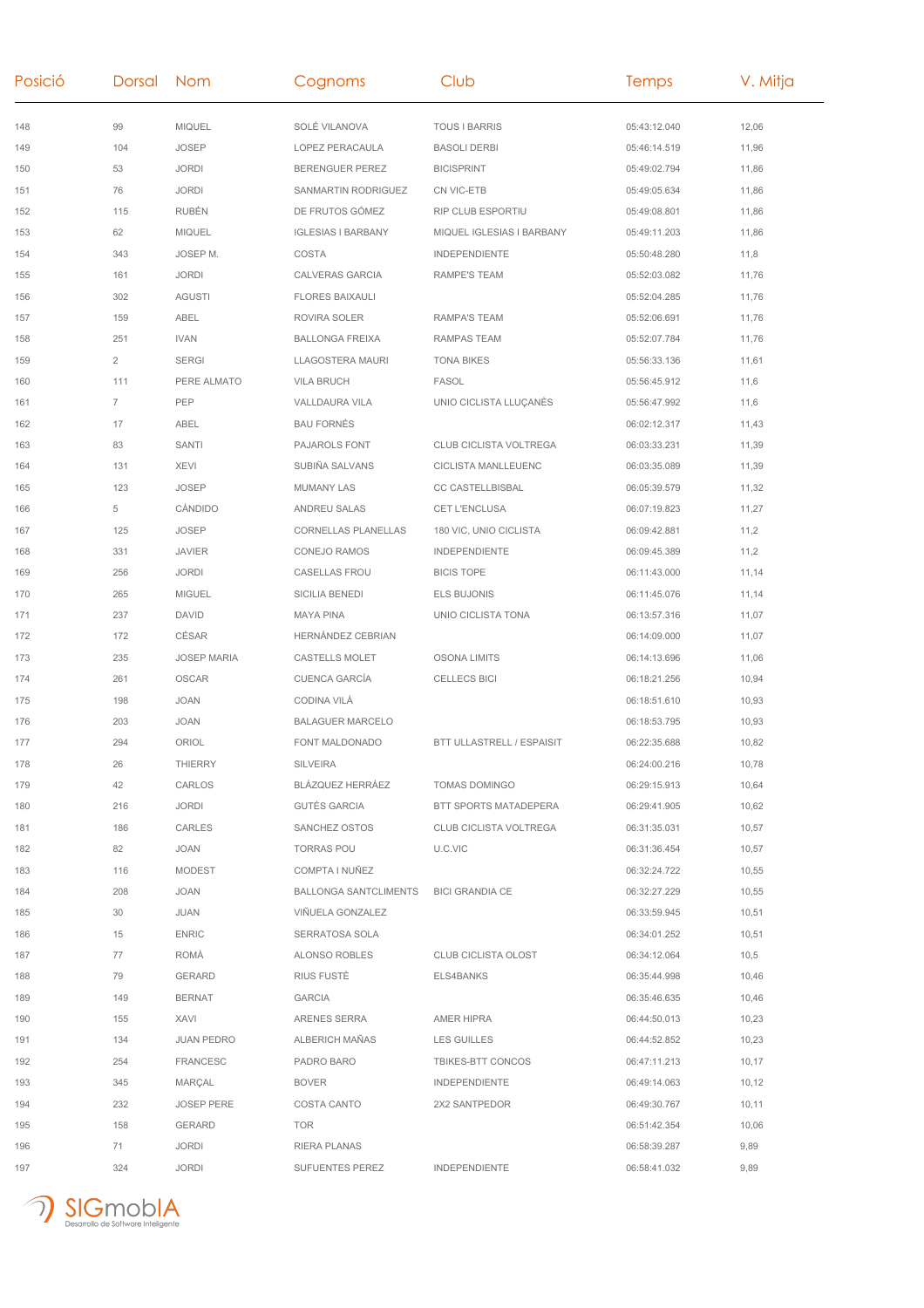| Posició | Dorsal | Nom | Cognoms | Club | Temps | V. Mitja |
|---|---|---|---|---|---|---|
| 148 | 99 | MIQUEL | SOLÉ VILANOVA | TOUS I BARRIS | 05:43:12.040 | 12,06 |
| 149 | 104 | JOSEP | LOPEZ PERACAULA | BASOLI DERBI | 05:46:14.519 | 11,96 |
| 150 | 53 | JORDI | BERENGUER PEREZ | BICISPRINT | 05:49:02.794 | 11,86 |
| 151 | 76 | JORDI | SANMARTIN RODRIGUEZ | CN VIC-ETB | 05:49:05.634 | 11,86 |
| 152 | 115 | RUBÉN | DE FRUTOS GÓMEZ | RIP CLUB ESPORTIU | 05:49:08.801 | 11,86 |
| 153 | 62 | MIQUEL | IGLESIAS I BARBANY | MIQUEL IGLESIAS I BARBANY | 05:49:11.203 | 11,86 |
| 154 | 343 | JOSEP M. | COSTA | INDEPENDIENTE | 05:50:48.280 | 11,8 |
| 155 | 161 | JORDI | CALVERAS GARCIA | RAMPE'S TEAM | 05:52:03.082 | 11,76 |
| 156 | 302 | AGUSTI | FLORES BAIXAULI | | 05:52:04.285 | 11,76 |
| 157 | 159 | ABEL | ROVIRA SOLER | RAMPA'S TEAM | 05:52:06.691 | 11,76 |
| 158 | 251 | IVAN | BALLONGA FREIXA | RAMPAS TEAM | 05:52:07.784 | 11,76 |
| 159 | 2 | SERGI | LLAGOSTERA MAURI | TONA BIKES | 05:56:33.136 | 11,61 |
| 160 | 111 | PERE ALMATO | VILA BRUCH | FASOL | 05:56:45.912 | 11,6 |
| 161 | 7 | PEP | VALLDAURA VILA | UNIO CICLISTA LLUÇANÈS | 05:56:47.992 | 11,6 |
| 162 | 17 | ABEL | BAU FORNÉS | | 06:02:12.317 | 11,43 |
| 163 | 83 | SANTI | PAJAROLS FONT | CLUB CICLISTA VOLTREGA | 06:03:33.231 | 11,39 |
| 164 | 131 | XEVI | SUBIÑA SALVANS | CICLISTA MANLLEUENC | 06:03:35.089 | 11,39 |
| 165 | 123 | JOSEP | MUMANY LAS | CC CASTELLBISBAL | 06:05:39.579 | 11,32 |
| 166 | 5 | CÁNDIDO | ANDREU SALAS | CET L'ENCLUSA | 06:07:19.823 | 11,27 |
| 167 | 125 | JOSEP | CORNELLAS PLANELLAS | 180 VIC, UNIO CICLISTA | 06:09:42.881 | 11,2 |
| 168 | 331 | JAVIER | CONEJO RAMOS | INDEPENDIENTE | 06:09:45.389 | 11,2 |
| 169 | 256 | JORDI | CASELLAS FROU | BICIS TOPE | 06:11:43.000 | 11,14 |
| 170 | 265 | MIGUEL | SICILIA BENEDI | ELS BUJONIS | 06:11:45.076 | 11,14 |
| 171 | 237 | DAVID | MAYA PINA | UNIO CICLISTA TONA | 06:13:57.316 | 11,07 |
| 172 | 172 | CÉSAR | HERNÁNDEZ CEBRIAN | | 06:14:09.000 | 11,07 |
| 173 | 235 | JOSEP MARIA | CASTELLS MOLET | OSONA LIMITS | 06:14:13.696 | 11,06 |
| 174 | 261 | OSCAR | CUENCA GARCÍA | CELLECS BICI | 06:18:21.256 | 10,94 |
| 175 | 198 | JOAN | CODINA VILÀ | | 06:18:51.610 | 10,93 |
| 176 | 203 | JOAN | BALAGUER MARCELO | | 06:18:53.795 | 10,93 |
| 177 | 294 | ORIOL | FONT MALDONADO | BTT ULLASTRELL / ESPAISIT | 06:22:35.688 | 10,82 |
| 178 | 26 | THIERRY | SILVEIRA | | 06:24:00.216 | 10,78 |
| 179 | 42 | CARLOS | BLÁZQUEZ HERRÁEZ | TOMAS DOMINGO | 06:29:15.913 | 10,64 |
| 180 | 216 | JORDI | GUTÉS GARCIA | BTT SPORTS MATADEPERA | 06:29:41.905 | 10,62 |
| 181 | 186 | CARLES | SANCHEZ OSTOS | CLUB CICLISTA VOLTREGA | 06:31:35.031 | 10,57 |
| 182 | 82 | JOAN | TORRAS POU | U.C.VIC | 06:31:36.454 | 10,57 |
| 183 | 116 | MODEST | COMPTA I NUÑEZ | | 06:32:24.722 | 10,55 |
| 184 | 208 | JOAN | BALLONGA SANTCLIMENTS | BICI GRANDIA CE | 06:32:27.229 | 10,55 |
| 185 | 30 | JUAN | VIÑUELA GONZALEZ | | 06:33:59.945 | 10,51 |
| 186 | 15 | ENRIC | SERRATOSA SOLA | | 06:34:01.252 | 10,51 |
| 187 | 77 | ROMÀ | ALONSO ROBLES | CLUB CICLISTA OLOST | 06:34:12.064 | 10,5 |
| 188 | 79 | GERARD | RIUS FUSTÉ | ELS4BANKS | 06:35:44.998 | 10,46 |
| 189 | 149 | BERNAT | GARCIA | | 06:35:46.635 | 10,46 |
| 190 | 155 | XAVI | ARENES SERRA | AMER HIPRA | 06:44:50.013 | 10,23 |
| 191 | 134 | JUAN PEDRO | ALBERICH MAÑAS | LES GUILLES | 06:44:52.852 | 10,23 |
| 192 | 254 | FRANCESC | PADRO BARO | TBIKES-BTT CONCOS | 06:47:11.213 | 10,17 |
| 193 | 345 | MARÇAL | BOVER | INDEPENDIENTE | 06:49:14.063 | 10,12 |
| 194 | 232 | JOSEP PERE | COSTA CANTO | 2X2 SANTPEDOR | 06:49:30.767 | 10,11 |
| 195 | 158 | GERARD | TOR | | 06:51:42.354 | 10,06 |
| 196 | 71 | JORDI | RIERA PLANAS | | 06:58:39.287 | 9,89 |
| 197 | 324 | JORDI | SUFUENTES PEREZ | INDEPENDIENTE | 06:58:41.032 | 9,89 |

SIGmobIA
Desarrollo de Software Inteligente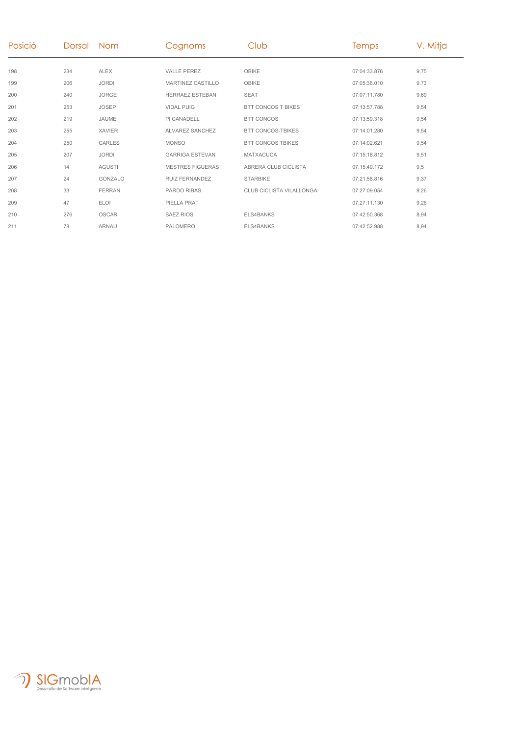| Posició | Dorsal | Nom | Cognoms | Club | Temps | V. Mitja |
|---|---|---|---|---|---|---|
| 198 | 234 | ALEX | VALLE PEREZ | OBIKE | 07:04:33.876 | 9,75 |
| 199 | 206 | JORDI | MARTINEZ CASTILLO | OBIKE | 07:05:36.010 | 9,73 |
| 200 | 240 | JORGE | HERRAEZ ESTEBAN | SEAT | 07:07:11.780 | 9,69 |
| 201 | 253 | JOSEP | VIDAL PUIG | BTT CONCOS T BIKES | 07:13:57.788 | 9,54 |
| 202 | 219 | JAUME | PI CANADELL | BTT CONCOS | 07:13:59.318 | 9,54 |
| 203 | 255 | XAVIER | ALVAREZ SANCHEZ | BTT CONCOS-TBIKES | 07:14:01.280 | 9,54 |
| 204 | 250 | CARLES | MONSO | BTT CONCOS TBIKES | 07:14:02.621 | 9,54 |
| 205 | 207 | JORDI | GARRIGA ESTEVAN | MATXACUCA | 07:15:18.812 | 9,51 |
| 206 | 14 | AGUSTI | MESTRES FIGUERAS | ABRERA CLUB CICLISTA | 07:15:49.172 | 9,5 |
| 207 | 24 | GONZALO | RUIZ FERNANDEZ | STARBIKE | 07:21:58.816 | 9,37 |
| 208 | 33 | FERRAN | PARDO RIBAS | CLUB CICLISTA VILALLONGA | 07:27:09.054 | 9,26 |
| 209 | 47 | ELOI | PIELLA PRAT | | 07:27:11.130 | 9,26 |
| 210 | 276 | OSCAR | SAEZ RIOS | ELS4BANKS | 07:42:50.368 | 8,94 |
| 211 | 78 | ARNAU | PALOMERO | ELS4BANKS | 07:42:52.988 | 8,94 |

SIGmobIA
Desarrollo de Software Inteligente